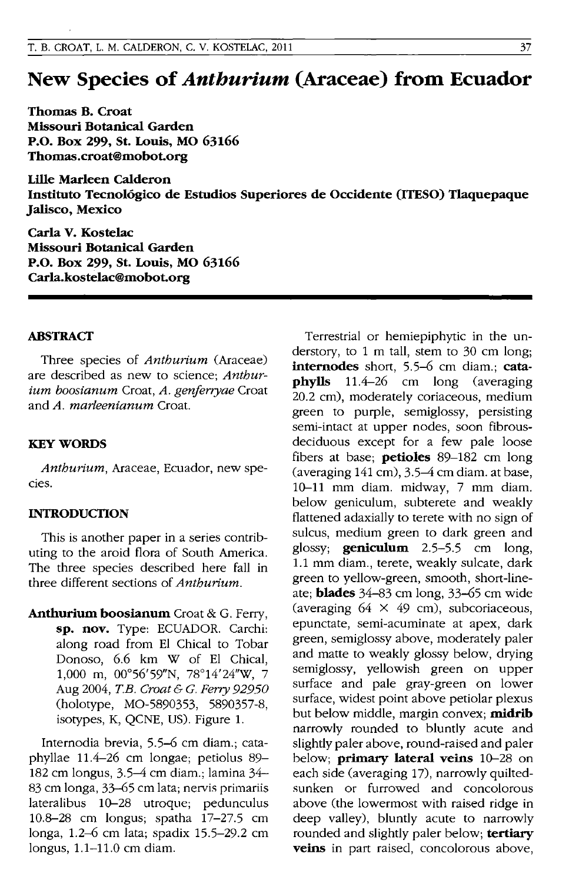# New Species of *Anthurium* (Araceae) from Ecuador

**Thomas B. Croat**
**Missouri Botanical Garden**
**P.O. Box 299, St. Louis, MO 63166**
**Thomas.croat@mobot.org**

**Lille Marleen Calderon**
**Instituto Tecnológico de Estudios Superiores de Occidente (ITESO) Tlaquepaque Jalisco, Mexico**

**Carla V. Kostelac**
**Missouri Botanical Garden**
**P.O. Box 299, St. Louis, MO 63166**
**Carla.kostelac@mobot.org**

## ABSTRACT

Three species of *Anthurium* (Araceae) are described as new to science; *Anthurium boosianum* Croat, *A. genferryae* Croat and *A. marleenianum* Croat.

## KEY WORDS

*Anthurium*, Araceae, Ecuador, new species.

## INTRODUCTION

This is another paper in a series contributing to the aroid flora of South America. The three species described here fall in three different sections of *Anthurium*.

**Anthurium boosianum** Croat & G. Ferry, **sp. nov.** Type: ECUADOR. Carchi: along road from El Chical to Tobar Donoso, 6.6 km W of El Chical, 1,000 m, 00°56'59"N, 78°14'24"W, 7 Aug 2004, *T.B. Croat & G. Ferry 92950* (holotype, MO-5890353, 5890357-8, isotypes, K, QCNE, US). Figure 1.

Internodia brevia, 5.5–6 cm diam.; cataphyllae 11.4–26 cm longae; petiolus 89–182 cm longus, 3.5–4 cm diam.; lamina 34–83 cm longa, 33–65 cm lata; nervis primariis lateralibus 10–28 utroque; pedunculus 10.8–28 cm longus; spatha 17–27.5 cm longa, 1.2–6 cm lata; spadix 15.5–29.2 cm longus, 1.1–11.0 cm diam.

Terrestrial or hemiepiphytic in the understory, to 1 m tall, stem to 30 cm long; **internodes** short, 5.5–6 cm diam.; **cataphylls** 11.4–26 cm long (averaging 20.2 cm), moderately coriaceous, medium green to purple, semiglossy, persisting semi-intact at upper nodes, soon fibrous-deciduous except for a few pale loose fibers at base; **petioles** 89–182 cm long (averaging 141 cm), 3.5–4 cm diam. at base, 10–11 mm diam. midway, 7 mm diam. below geniculum, subterete and weakly flattened adaxially to terete with no sign of sulcus, medium green to dark green and glossy; **geniculum** 2.5–5.5 cm long, 1.1 mm diam., terete, weakly sulcate, dark green to yellow-green, smooth, short-lineate; **blades** 34–83 cm long, 33–65 cm wide (averaging 64 × 49 cm), subcoriaceous, epunctate, semi-acuminate at apex, dark green, semiglossy above, moderately paler and matte to weakly glossy below, drying semiglossy, yellowish green on upper surface and pale gray-green on lower surface, widest point above petiolar plexus but below middle, margin convex; **midrib** narrowly rounded to bluntly acute and slightly paler above, round-raised and paler below; **primary lateral veins** 10–28 on each side (averaging 17), narrowly quilted-sunken or furrowed and concolorous above (the lowermost with raised ridge in deep valley), bluntly acute to narrowly rounded and slightly paler below; **tertiary veins** in part raised, concolorous above,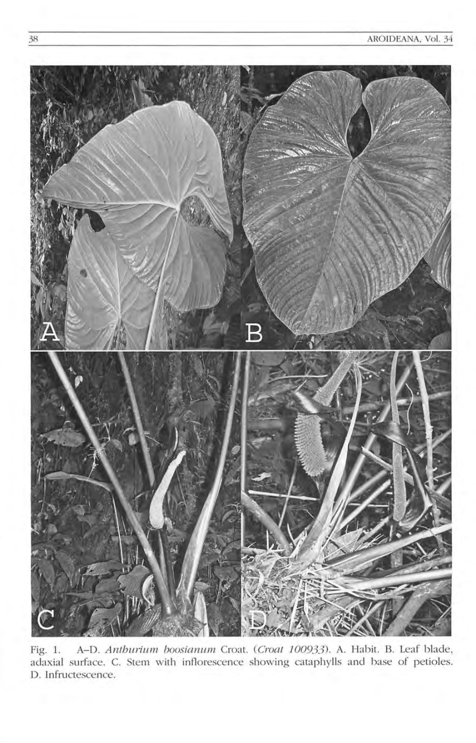Fig. 1. A–D. *Anthurium boosianum* Croat. (*Croat 100933*). A. Habit. B. Leaf blade, adaxial surface. C. Stem with inflorescence showing cataphylls and base of petioles. D. Infructescence.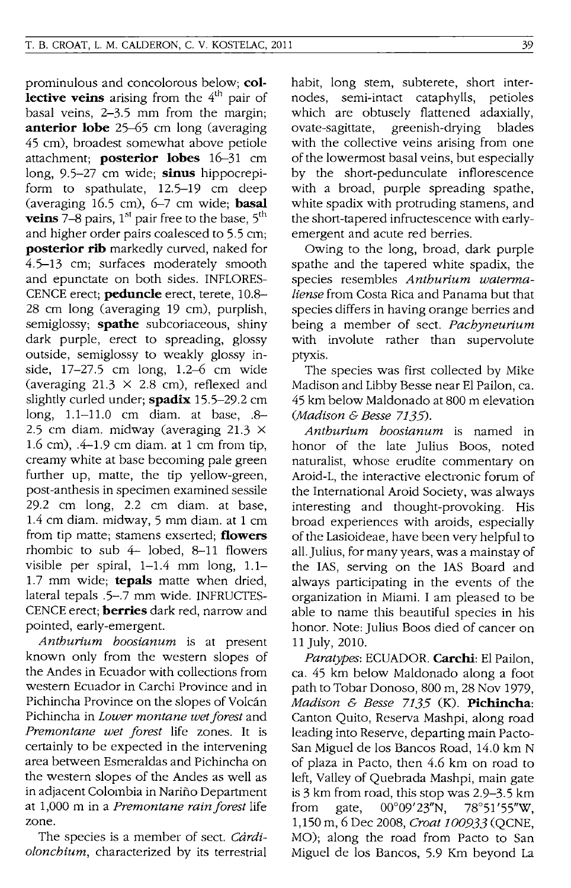prominulous and concolorous below; **collective veins** arising from the 4th pair of basal veins, 2–3.5 mm from the margin; **anterior lobe** 25–65 cm long (averaging 45 cm), broadest somewhat above petiole attachment; **posterior lobes** 16–31 cm long, 9.5–27 cm wide; **sinus** hippocrepiform to spathulate, 12.5–19 cm deep (averaging 16.5 cm), 6–7 cm wide; **basal veins** 7–8 pairs, 1st pair free to the base, 5th and higher order pairs coalesced to 5.5 cm; **posterior rib** markedly curved, naked for 4.5–13 cm; surfaces moderately smooth and epunctate on both sides. INFLORESCENCE erect; **peduncle** erect, terete, 10.8–28 cm long (averaging 19 cm), purplish, semiglossy; **spathe** subcoriaceous, shiny dark purple, erect to spreading, glossy outside, semiglossy to weakly glossy inside, 17–27.5 cm long, 1.2–6 cm wide (averaging 21.3 × 2.8 cm), reflexed and slightly curled under; **spadix** 15.5–29.2 cm long, 1.1–11.0 cm diam. at base, .8–2.5 cm diam. midway (averaging 21.3 × 1.6 cm), .4–1.9 cm diam. at 1 cm from tip, creamy white at base becoming pale green further up, matte, the tip yellow-green, post-anthesis in specimen examined sessile 29.2 cm long, 2.2 cm diam. at base, 1.4 cm diam. midway, 5 mm diam. at 1 cm from tip matte; stamens exserted; **flowers** rhombic to sub 4- lobed, 8–11 flowers visible per spiral, 1–1.4 mm long, 1.1–1.7 mm wide; **tepals** matte when dried, lateral tepals .5–.7 mm wide. INFRUCTESCENCE erect; **berries** dark red, narrow and pointed, early-emergent.

*Anthurium boosianum* is at present known only from the western slopes of the Andes in Ecuador with collections from western Ecuador in Carchi Province and in Pichincha Province on the slopes of Volcán Pichincha in *Lower montane wet forest* and *Premontane wet forest* life zones. It is certainly to be expected in the intervening area between Esmeraldas and Pichincha on the western slopes of the Andes as well as in adjacent Colombia in Nariño Department at 1,000 m in a *Premontane rain forest* life zone.

The species is a member of sect. *Càrdiolonchium*, characterized by its terrestrial habit, long stem, subterete, short internodes, semi-intact cataphylls, petioles which are obtusely flattened adaxially, ovate-sagittate, greenish-drying blades with the collective veins arising from one of the lowermost basal veins, but especially by the short-pedunculate inflorescence with a broad, purple spreading spathe, white spadix with protruding stamens, and the short-tapered infructescence with early-emergent and acute red berries.

Owing to the long, broad, dark purple spathe and the tapered white spadix, the species resembles *Anthurium watermaliense* from Costa Rica and Panama but that species differs in having orange berries and being a member of sect. *Pachyneurium* with involute rather than supervolute ptyxis.

The species was first collected by Mike Madison and Libby Besse near El Pailon, ca. 45 km below Maldonado at 800 m elevation (*Madison & Besse 7135*).

*Anthurium boosianum* is named in honor of the late Julius Boos, noted naturalist, whose erudite commentary on Aroid-L, the interactive electronic forum of the International Aroid Society, was always interesting and thought-provoking. His broad experiences with aroids, especially of the Lasioideae, have been very helpful to all. Julius, for many years, was a mainstay of the IAS, serving on the IAS Board and always participating in the events of the organization in Miami. I am pleased to be able to name this beautiful species in his honor. Note: Julius Boos died of cancer on 11 July, 2010.

*Paratypes*: ECUADOR. **Carchi**: El Pailon, ca. 45 km below Maldonado along a foot path to Tobar Donoso, 800 m, 28 Nov 1979, *Madison & Besse 7135* (K). **Pichincha**: Canton Quito, Reserva Mashpi, along road leading into Reserve, departing main Pacto-San Miguel de los Bancos Road, 14.0 km N of plaza in Pacto, then 4.6 km on road to left, Valley of Quebrada Mashpi, main gate is 3 km from road, this stop was 2.9–3.5 km from gate, 00°09′23″N, 78°51′55″W, 1,150 m, 6 Dec 2008, *Croat 100933* (QCNE, MO); along the road from Pacto to San Miguel de los Bancos, 5.9 Km beyond La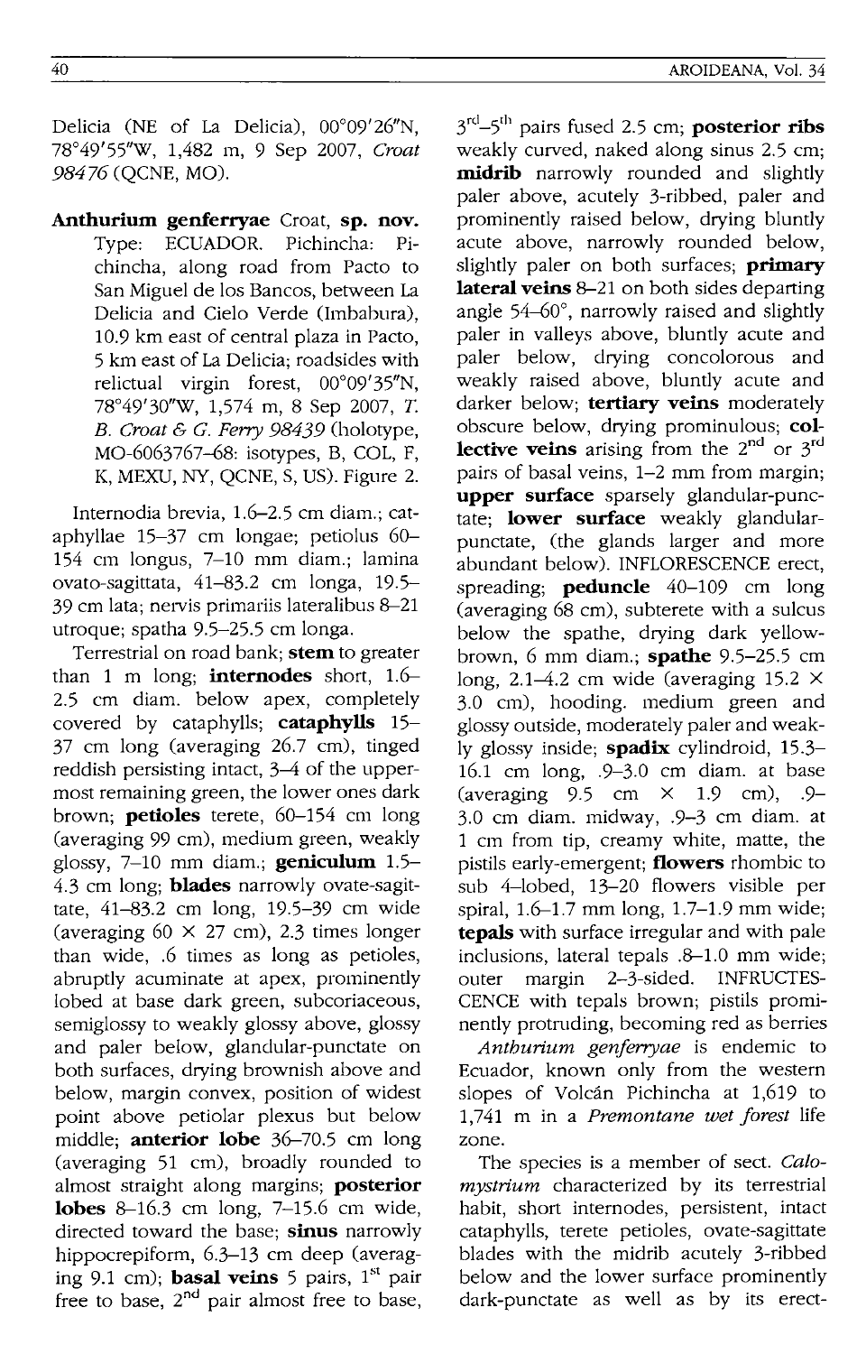Delicia (NE of La Delicia), 00°09'26"N, 78°49'55"W, 1,482 m, 9 Sep 2007, *Croat 98476* (QCNE, MO).

**Anthurium genferryae** Croat, **sp. nov.** Type: ECUADOR. Pichincha: Pichincha, along road from Pacto to San Miguel de los Bancos, between La Delicia and Cielo Verde (Imbabura), 10.9 km east of central plaza in Pacto, 5 km east of La Delicia; roadsides with relictual virgin forest, 00°09'35"N, 78°49'30"W, 1,574 m, 8 Sep 2007, *T. B. Croat & G. Ferry 98439* (holotype, MO-6063767–68: isotypes, B, COL, F, K, MEXU, NY, QCNE, S, US). Figure 2.

Internodia brevia, 1.6–2.5 cm diam.; cataphyllae 15–37 cm longae; petiolus 60–154 cm longus, 7–10 mm diam.; lamina ovato-sagittata, 41–83.2 cm longa, 19.5–39 cm lata; nervis primariis lateralibus 8–21 utroque; spatha 9.5–25.5 cm longa.

Terrestrial on road bank; **stem** to greater than 1 m long; **internodes** short, 1.6–2.5 cm diam. below apex, completely covered by cataphylls; **cataphylls** 15–37 cm long (averaging 26.7 cm), tinged reddish persisting intact, 3–4 of the uppermost remaining green, the lower ones dark brown; **petioles** terete, 60–154 cm long (averaging 99 cm), medium green, weakly glossy, 7–10 mm diam.; **geniculum** 1.5–4.3 cm long; **blades** narrowly ovate-sagittate, 41–83.2 cm long, 19.5–39 cm wide (averaging 60 × 27 cm), 2.3 times longer than wide, .6 times as long as petioles, abruptly acuminate at apex, prominently lobed at base dark green, subcoriaceous, semiglossy to weakly glossy above, glossy and paler below, glandular-punctate on both surfaces, drying brownish above and below, margin convex, position of widest point above petiolar plexus but below middle; **anterior lobe** 36–70.5 cm long (averaging 51 cm), broadly rounded to almost straight along margins; **posterior lobes** 8–16.3 cm long, 7–15.6 cm wide, directed toward the base; **sinus** narrowly hippocrepiform, 6.3–13 cm deep (averaging 9.1 cm); **basal veins** 5 pairs, 1st pair free to base, 2nd pair almost free to base, 3rd–5th pairs fused 2.5 cm; **posterior ribs** weakly curved, naked along sinus 2.5 cm; **midrib** narrowly rounded and slightly paler above, acutely 3-ribbed, paler and prominently raised below, drying bluntly acute above, narrowly rounded below, slightly paler on both surfaces; **primary lateral veins** 8–21 on both sides departing angle 54–60°, narrowly raised and slightly paler in valleys above, bluntly acute and paler below, drying concolorous and weakly raised above, bluntly acute and darker below; **tertiary veins** moderately obscure below, drying prominulous; **collective veins** arising from the 2nd or 3rd pairs of basal veins, 1–2 mm from margin; **upper surface** sparsely glandular-punctate; **lower surface** weakly glandular-punctate, (the glands larger and more abundant below). INFLORESCENCE erect, spreading; **peduncle** 40–109 cm long (averaging 68 cm), subterete with a sulcus below the spathe, drying dark yellow-brown, 6 mm diam.; **spathe** 9.5–25.5 cm long, 2.1–4.2 cm wide (averaging 15.2 × 3.0 cm), hooding. medium green and glossy outside, moderately paler and weakly glossy inside; **spadix** cylindroid, 15.3–16.1 cm long, .9–3.0 cm diam. at base (averaging 9.5 cm × 1.9 cm), .9–3.0 cm diam. midway, .9–3 cm diam. at 1 cm from tip, creamy white, matte, the pistils early-emergent; **flowers** rhombic to sub 4-lobed, 13–20 flowers visible per spiral, 1.6–1.7 mm long, 1.7–1.9 mm wide; **tepals** with surface irregular and with pale inclusions, lateral tepals .8–1.0 mm wide; outer margin 2–3-sided. INFRUCTESCENCE with tepals brown; pistils prominently protruding, becoming red as berries

*Anthurium genferryae* is endemic to Ecuador, known only from the western slopes of Volcán Pichincha at 1,619 to 1,741 m in a *Premontane wet forest* life zone.

The species is a member of sect. *Calomystrium* characterized by its terrestrial habit, short internodes, persistent, intact cataphylls, terete petioles, ovate-sagittate blades with the midrib acutely 3-ribbed below and the lower surface prominently dark-punctate as well as by its erect-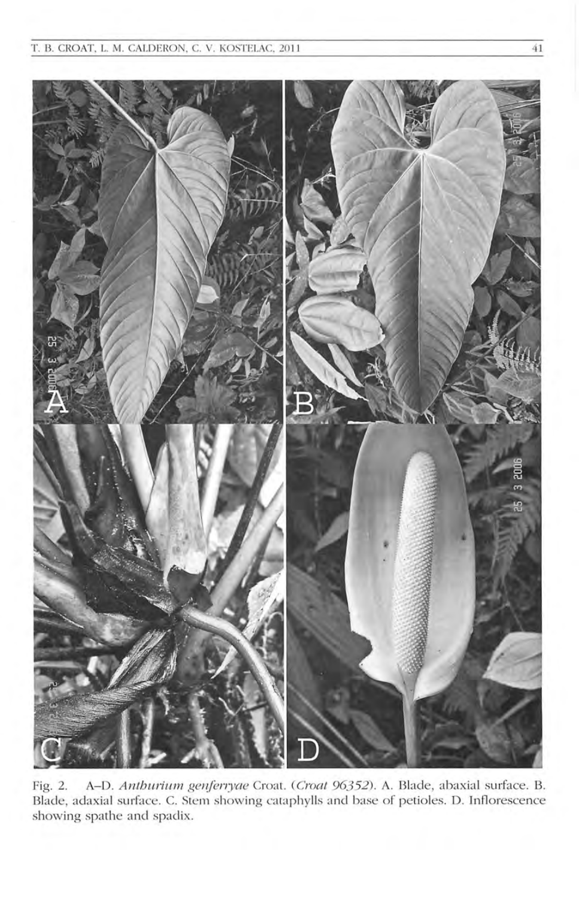Fig. 2. A–D. *Anthurium genferryae* Croat. (*Croat 96352*). A. Blade, abaxial surface. B. Blade, adaxial surface. C. Stem showing cataphylls and base of petioles. D. Inflorescence showing spathe and spadix.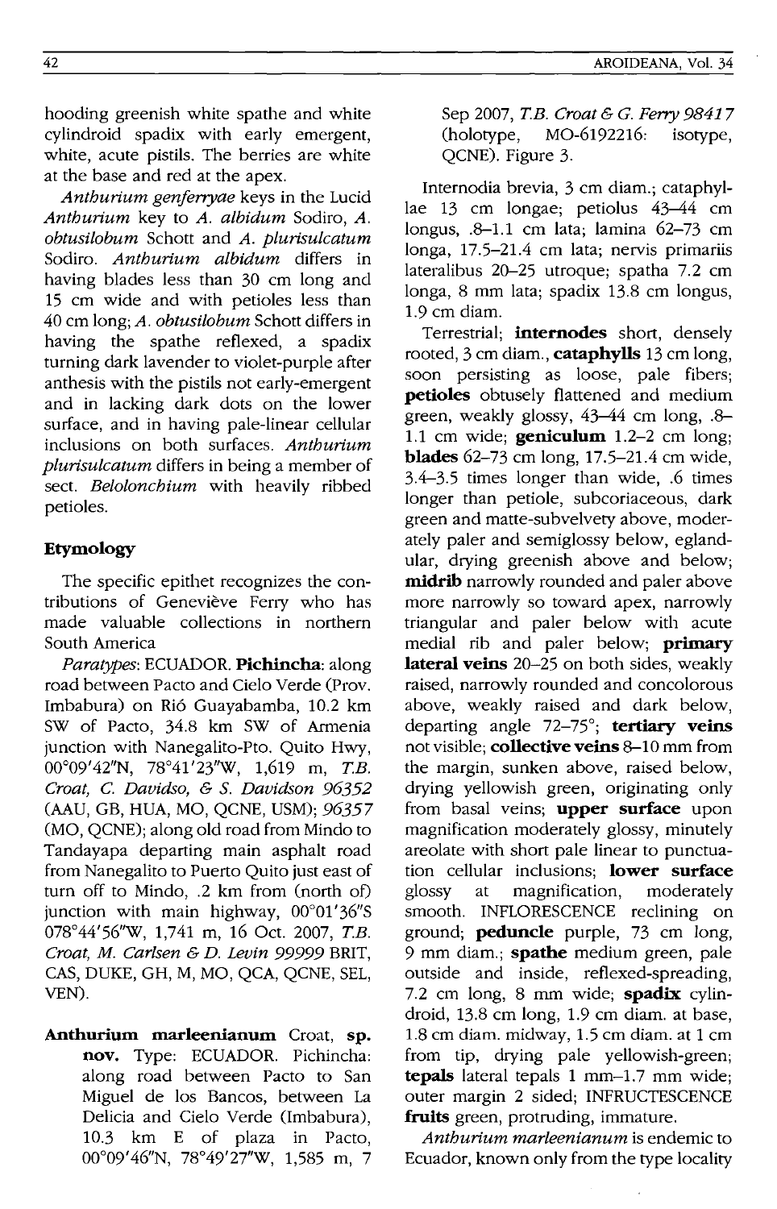hooding greenish white spathe and white cylindroid spadix with early emergent, white, acute pistils. The berries are white at the base and red at the apex.

*Anthurium genferryae* keys in the Lucid *Anthurium* key to *A. albidum* Sodiro, *A. obtusilobum* Schott and *A. plurisulcatum* Sodiro. *Anthurium albidum* differs in having blades less than 30 cm long and 15 cm wide and with petioles less than 40 cm long; *A. obtusilobum* Schott differs in having the spathe reflexed, a spadix turning dark lavender to violet-purple after anthesis with the pistils not early-emergent and in lacking dark dots on the lower surface, and in having pale-linear cellular inclusions on both surfaces. *Anthurium plurisulcatum* differs in being a member of sect. *Belolonchium* with heavily ribbed petioles.

### Etymology

The specific epithet recognizes the contributions of Geneviève Ferry who has made valuable collections in northern South America

*Paratypes*: ECUADOR. **Pichincha**: along road between Pacto and Cielo Verde (Prov. Imbabura) on Rió Guayabamba, 10.2 km SW of Pacto, 34.8 km SW of Armenia junction with Nanegalito-Pto. Quito Hwy, 00°09'42"N, 78°41'23"W, 1,619 m, *T.B. Croat, C. Davidso, & S. Davidson 96352* (AAU, GB, HUA, MO, QCNE, USM); *96357* (MO, QCNE); along old road from Mindo to Tandayapa departing main asphalt road from Nanegalito to Puerto Quito just east of turn off to Mindo, .2 km from (north of) junction with main highway, 00°01'36"S 078°44'56"W, 1,741 m, 16 Oct. 2007, *T.B. Croat, M. Carlsen & D. Levin 99999* BRIT, CAS, DUKE, GH, M, MO, QCA, QCNE, SEL, VEN).

**Anthurium marleenianum** Croat, **sp. nov.** Type: ECUADOR. Pichincha: along road between Pacto to San Miguel de los Bancos, between La Delicia and Cielo Verde (Imbabura), 10.3 km E of plaza in Pacto, 00°09'46"N, 78°49'27"W, 1,585 m, 7 Sep 2007, *T.B. Croat & G. Ferry 98417* (holotype, MO-6192216: isotype, QCNE). Figure 3.

Internodia brevia, 3 cm diam.; cataphyllae 13 cm longae; petiolus 43–44 cm longus, .8–1.1 cm lata; lamina 62–73 cm longa, 17.5–21.4 cm lata; nervis primariis lateralibus 20–25 utroque; spatha 7.2 cm longa, 8 mm lata; spadix 13.8 cm longus, 1.9 cm diam.

Terrestrial; **internodes** short, densely rooted, 3 cm diam., **cataphylls** 13 cm long, soon persisting as loose, pale fibers; **petioles** obtusely flattened and medium green, weakly glossy, 43–44 cm long, .8–1.1 cm wide; **geniculum** 1.2–2 cm long; **blades** 62–73 cm long, 17.5–21.4 cm wide, 3.4–3.5 times longer than wide, .6 times longer than petiole, subcoriaceous, dark green and matte-subvelvety above, moderately paler and semiglossy below, eglandular, drying greenish above and below; **midrib** narrowly rounded and paler above more narrowly so toward apex, narrowly triangular and paler below with acute medial rib and paler below; **primary lateral veins** 20–25 on both sides, weakly raised, narrowly rounded and concolorous above, weakly raised and dark below, departing angle 72–75°; **tertiary veins** not visible; **collective veins** 8–10 mm from the margin, sunken above, raised below, drying yellowish green, originating only from basal veins; **upper surface** upon magnification moderately glossy, minutely areolate with short pale linear to punctuation cellular inclusions; **lower surface** glossy at magnification, moderately smooth. INFLORESCENCE reclining on ground; **peduncle** purple, 73 cm long, 9 mm diam.; **spathe** medium green, pale outside and inside, reflexed-spreading, 7.2 cm long, 8 mm wide; **spadix** cylindroid, 13.8 cm long, 1.9 cm diam. at base, 1.8 cm diam. midway, 1.5 cm diam. at 1 cm from tip, drying pale yellowish-green; **tepals** lateral tepals 1 mm–1.7 mm wide; outer margin 2 sided; INFRUCTESCENCE **fruits** green, protruding, immature.

*Anthurium marleenianum* is endemic to Ecuador, known only from the type locality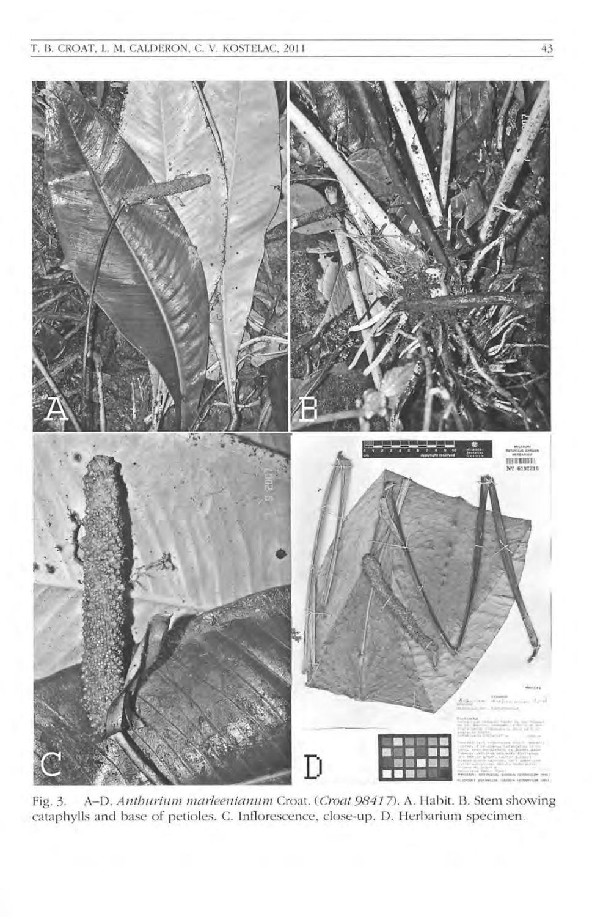Fig. 3. A–D. *Anthurium marleenianum* Croat. (*Croat 98417*). A. Habit. B. Stem showing cataphylls and base of petioles. C. Inflorescence, close-up. D. Herbarium specimen.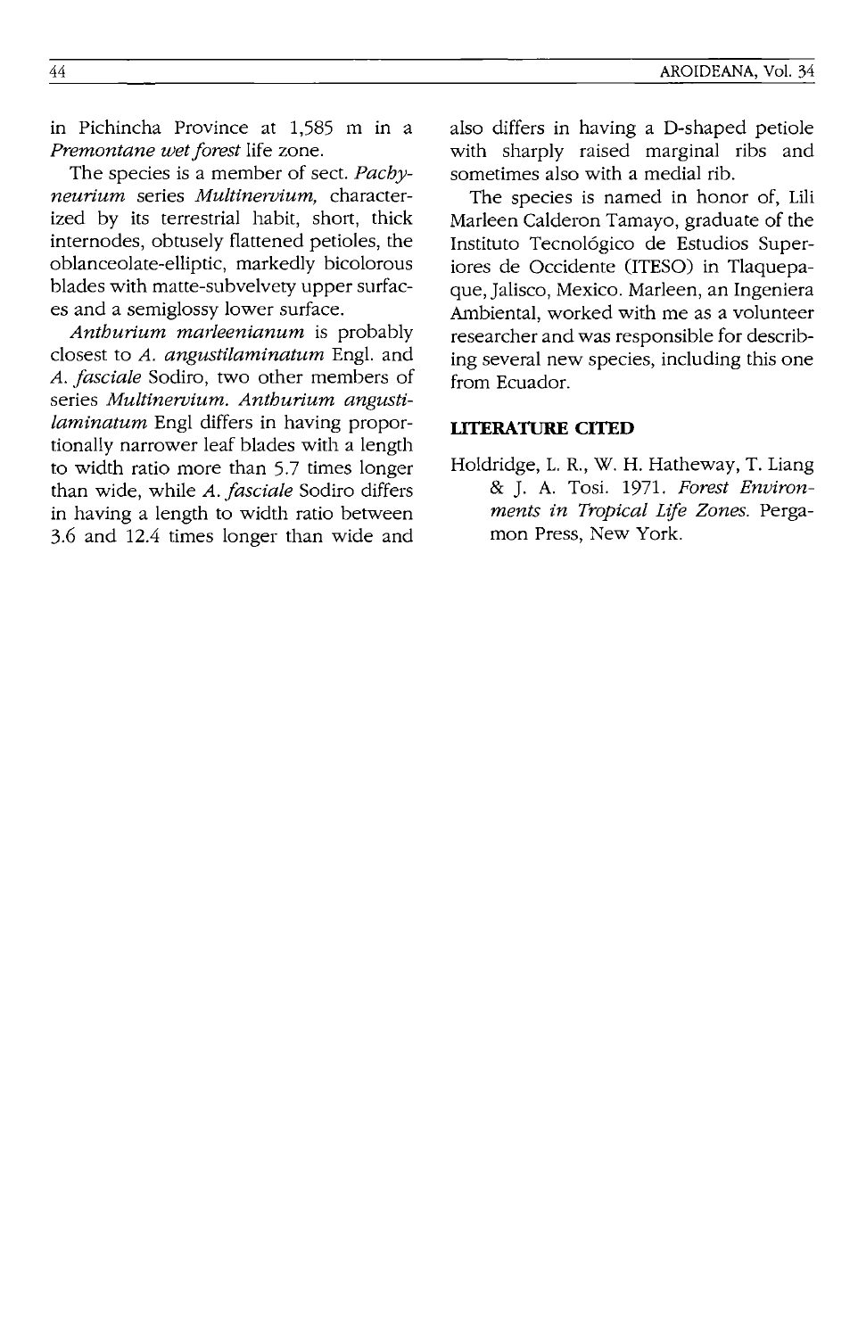in Pichincha Province at 1,585 m in a *Premontane wet forest* life zone.

The species is a member of sect. *Pachyneurium* series *Multinervium*, characterized by its terrestrial habit, short, thick internodes, obtusely flattened petioles, the oblanceolate-elliptic, markedly bicolorous blades with matte-subvelvety upper surfaces and a semiglossy lower surface.

*Anthurium marleenianum* is probably closest to *A. angustilaminatum* Engl. and *A. fasciale* Sodiro, two other members of series *Multinervium*. *Anthurium angustilaminatum* Engl differs in having proportionally narrower leaf blades with a length to width ratio more than 5.7 times longer than wide, while *A. fasciale* Sodiro differs in having a length to width ratio between 3.6 and 12.4 times longer than wide and also differs in having a D-shaped petiole with sharply raised marginal ribs and sometimes also with a medial rib.

The species is named in honor of, Lili Marleen Calderon Tamayo, graduate of the Instituto Tecnológico de Estudios Superiores de Occidente (ITESO) in Tlaquepaque, Jalisco, Mexico. Marleen, an Ingeniera Ambiental, worked with me as a volunteer researcher and was responsible for describing several new species, including this one from Ecuador.

## LITERATURE CITED

Holdridge, L. R., W. H. Hatheway, T. Liang & J. A. Tosi. 1971. *Forest Environments in Tropical Life Zones.* Pergamon Press, New York.